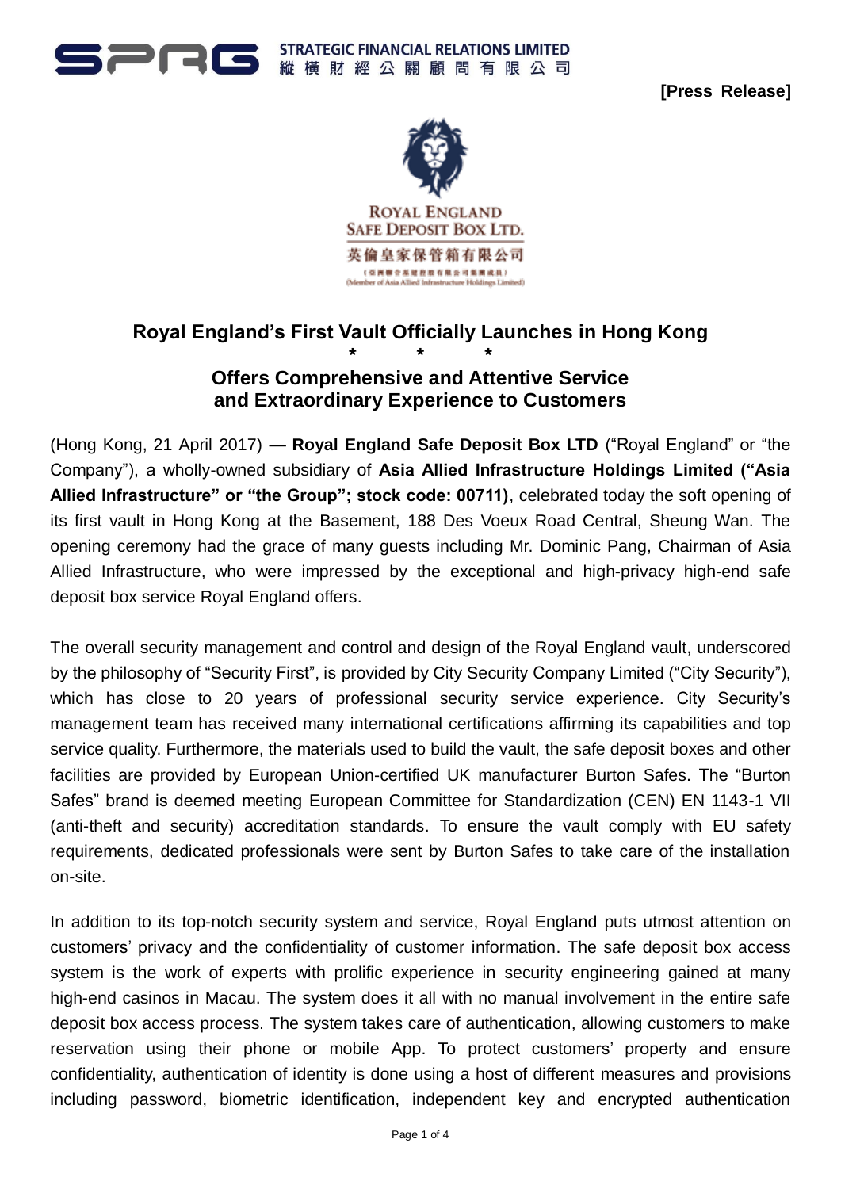STRATEGIC FINANCIAL RELATIONS LIMITED
縱橫財經公關顧問有限公司

**[Press Release]**

ROYAL ENGLAND SAFE DEPOSIT BOX LTD.
英倫皇家保管箱有限公司
(Member of Asia Allied Infrastructure Holdings Limited)

## Royal England's First Vault Officially Launches in Hong Kong

\* \* \*

### Offers Comprehensive and Attentive Service and Extraordinary Experience to Customers

(Hong Kong, 21 April 2017) — **Royal England Safe Deposit Box LTD** ("Royal England" or "the Company"), a wholly-owned subsidiary of **Asia Allied Infrastructure Holdings Limited ("Asia Allied Infrastructure" or "the Group"; stock code: 00711)**, celebrated today the soft opening of its first vault in Hong Kong at the Basement, 188 Des Voeux Road Central, Sheung Wan. The opening ceremony had the grace of many guests including Mr. Dominic Pang, Chairman of Asia Allied Infrastructure, who were impressed by the exceptional and high-privacy high-end safe deposit box service Royal England offers.

The overall security management and control and design of the Royal England vault, underscored by the philosophy of "Security First", is provided by City Security Company Limited ("City Security"), which has close to 20 years of professional security service experience. City Security's management team has received many international certifications affirming its capabilities and top service quality. Furthermore, the materials used to build the vault, the safe deposit boxes and other facilities are provided by European Union-certified UK manufacturer Burton Safes. The "Burton Safes" brand is deemed meeting European Committee for Standardization (CEN) EN 1143-1 VII (anti-theft and security) accreditation standards. To ensure the vault comply with EU safety requirements, dedicated professionals were sent by Burton Safes to take care of the installation on-site.

In addition to its top-notch security system and service, Royal England puts utmost attention on customers' privacy and the confidentiality of customer information. The safe deposit box access system is the work of experts with prolific experience in security engineering gained at many high-end casinos in Macau. The system does it all with no manual involvement in the entire safe deposit box access process. The system takes care of authentication, allowing customers to make reservation using their phone or mobile App. To protect customers' property and ensure confidentiality, authentication of identity is done using a host of different measures and provisions including password, biometric identification, independent key and encrypted authentication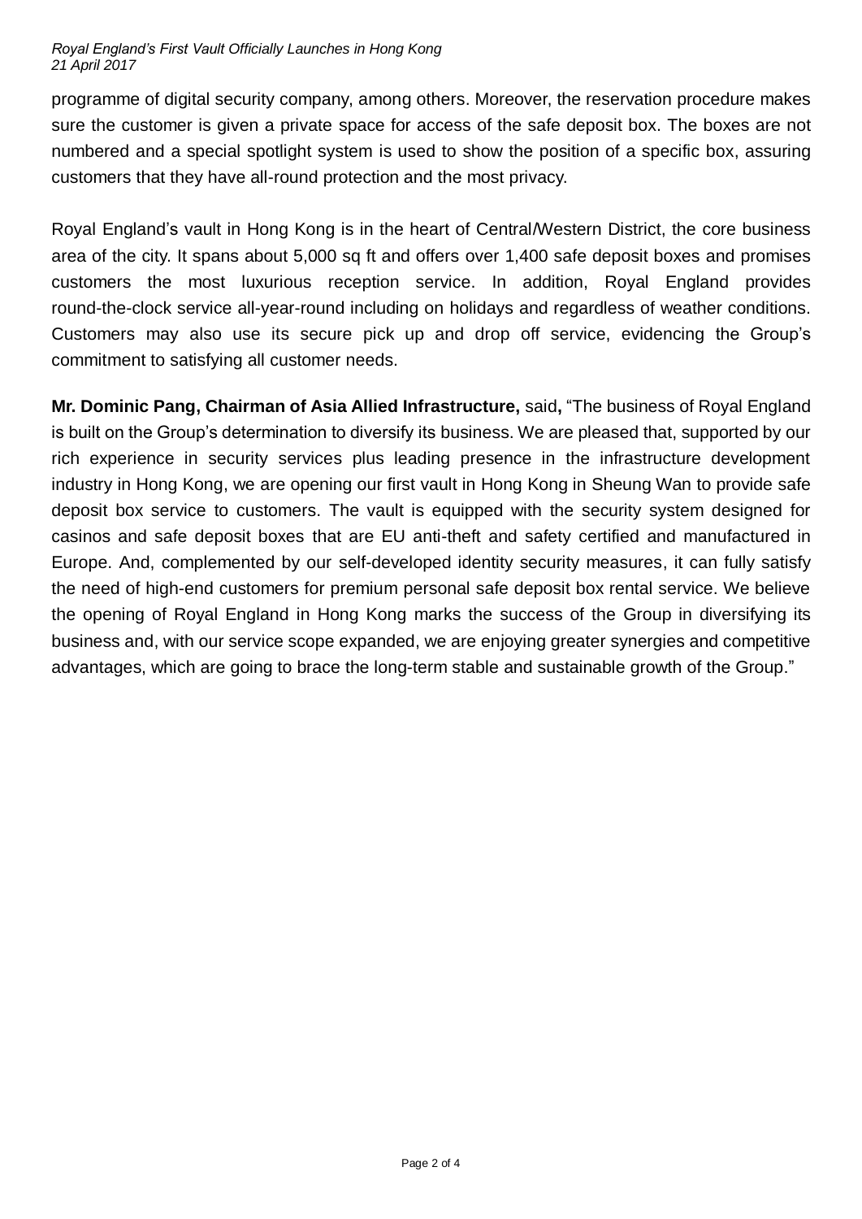programme of digital security company, among others. Moreover, the reservation procedure makes sure the customer is given a private space for access of the safe deposit box. The boxes are not numbered and a special spotlight system is used to show the position of a specific box, assuring customers that they have all-round protection and the most privacy.

Royal England's vault in Hong Kong is in the heart of Central/Western District, the core business area of the city. It spans about 5,000 sq ft and offers over 1,400 safe deposit boxes and promises customers the most luxurious reception service. In addition, Royal England provides round-the-clock service all-year-round including on holidays and regardless of weather conditions. Customers may also use its secure pick up and drop off service, evidencing the Group's commitment to satisfying all customer needs.

**Mr. Dominic Pang, Chairman of Asia Allied Infrastructure,** said**,** "The business of Royal England is built on the Group's determination to diversify its business. We are pleased that, supported by our rich experience in security services plus leading presence in the infrastructure development industry in Hong Kong, we are opening our first vault in Hong Kong in Sheung Wan to provide safe deposit box service to customers. The vault is equipped with the security system designed for casinos and safe deposit boxes that are EU anti-theft and safety certified and manufactured in Europe. And, complemented by our self-developed identity security measures, it can fully satisfy the need of high-end customers for premium personal safe deposit box rental service. We believe the opening of Royal England in Hong Kong marks the success of the Group in diversifying its business and, with our service scope expanded, we are enjoying greater synergies and competitive advantages, which are going to brace the long-term stable and sustainable growth of the Group."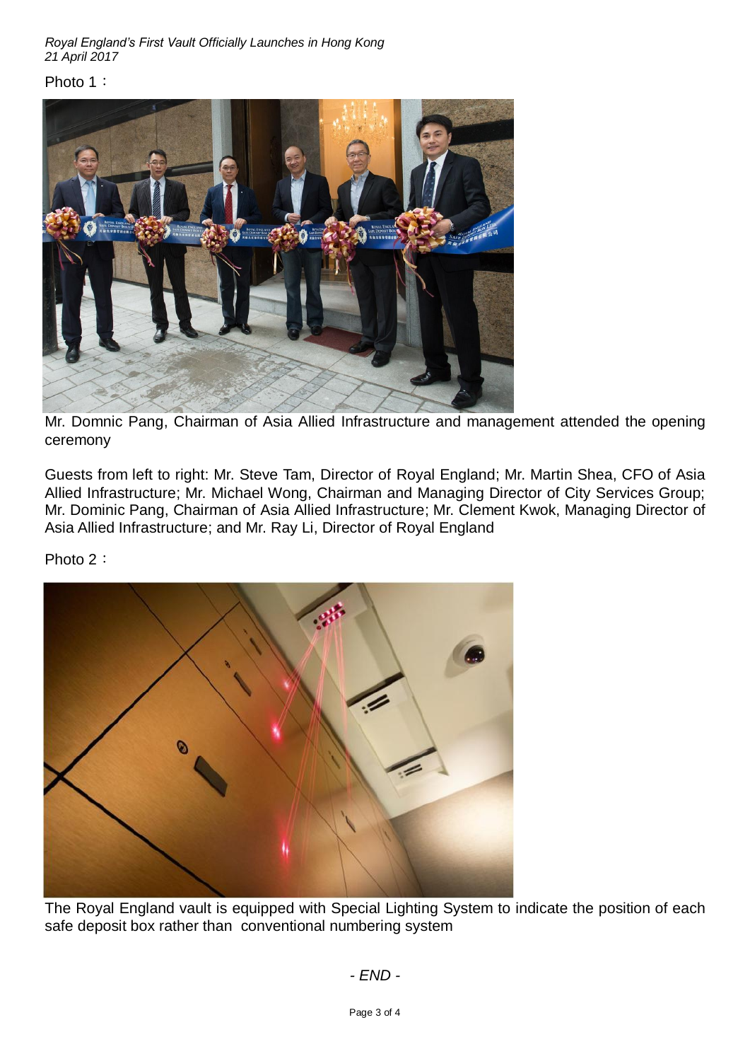*Royal England's First Vault Officially Launches in Hong Kong*
*21 April 2017*

Photo 1：

Mr. Domnic Pang, Chairman of Asia Allied Infrastructure and management attended the opening ceremony

Guests from left to right: Mr. Steve Tam, Director of Royal England; Mr. Martin Shea, CFO of Asia Allied Infrastructure; Mr. Michael Wong, Chairman and Managing Director of City Services Group; Mr. Dominic Pang, Chairman of Asia Allied Infrastructure; Mr. Clement Kwok, Managing Director of Asia Allied Infrastructure; and Mr. Ray Li, Director of Royal England

Photo 2：

The Royal England vault is equipped with Special Lighting System to indicate the position of each safe deposit box rather than conventional numbering system

*- END -*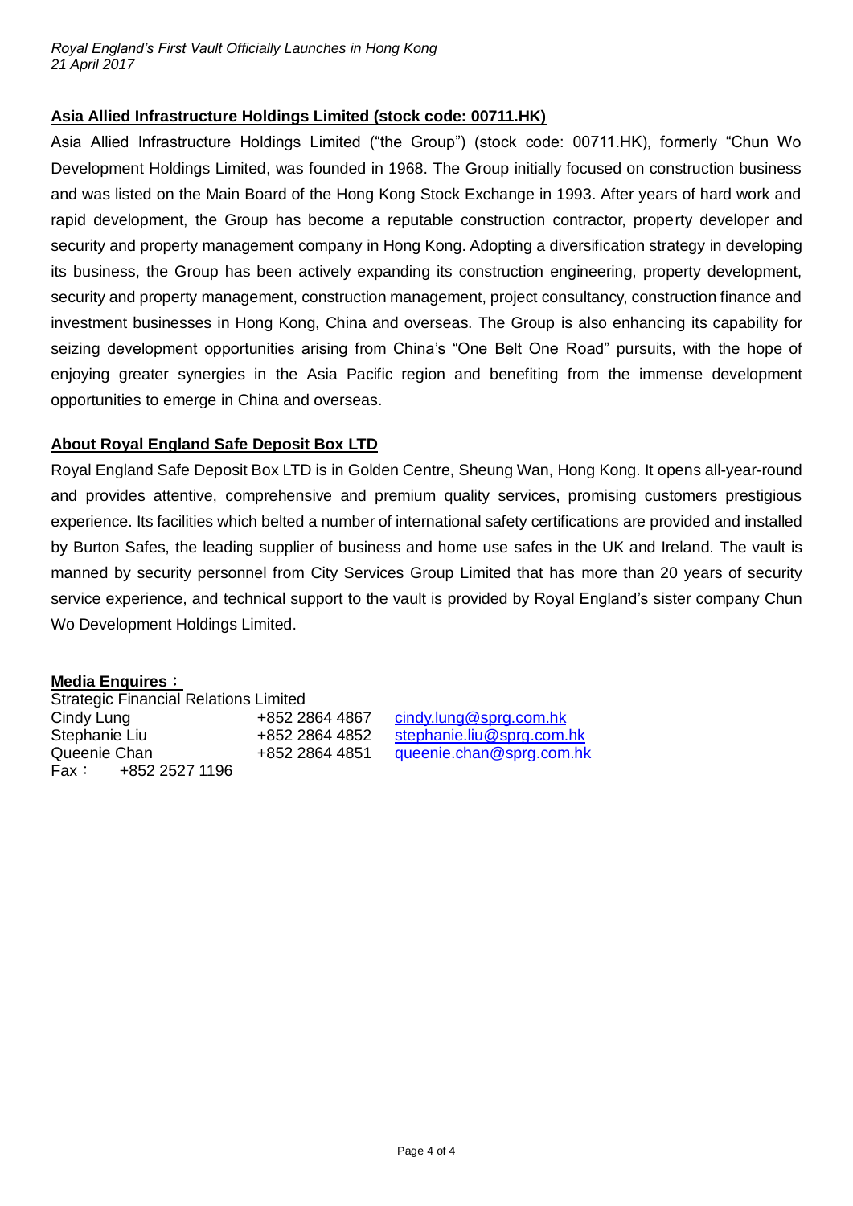*Royal England's First Vault Officially Launches in Hong Kong*
*21 April 2017*

**Asia Allied Infrastructure Holdings Limited (stock code: 00711.HK)**

Asia Allied Infrastructure Holdings Limited ("the Group") (stock code: 00711.HK), formerly "Chun Wo Development Holdings Limited, was founded in 1968. The Group initially focused on construction business and was listed on the Main Board of the Hong Kong Stock Exchange in 1993. After years of hard work and rapid development, the Group has become a reputable construction contractor, property developer and security and property management company in Hong Kong. Adopting a diversification strategy in developing its business, the Group has been actively expanding its construction engineering, property development, security and property management, construction management, project consultancy, construction finance and investment businesses in Hong Kong, China and overseas. The Group is also enhancing its capability for seizing development opportunities arising from China's "One Belt One Road" pursuits, with the hope of enjoying greater synergies in the Asia Pacific region and benefiting from the immense development opportunities to emerge in China and overseas.

**About Royal England Safe Deposit Box LTD**

Royal England Safe Deposit Box LTD is in Golden Centre, Sheung Wan, Hong Kong. It opens all-year-round and provides attentive, comprehensive and premium quality services, promising customers prestigious experience. Its facilities which belted a number of international safety certifications are provided and installed by Burton Safes, the leading supplier of business and home use safes in the UK and Ireland. The vault is manned by security personnel from City Services Group Limited that has more than 20 years of security service experience, and technical support to the vault is provided by Royal England's sister company Chun Wo Development Holdings Limited.

**Media Enquires：**

Strategic Financial Relations Limited

| | | |
|---|---|---|
| Cindy Lung | +852 2864 4867 | cindy.lung@sprg.com.hk |
| Stephanie Liu | +852 2864 4852 | stephanie.liu@sprg.com.hk |
| Queenie Chan | +852 2864 4851 | queenie.chan@sprg.com.hk |

Fax： +852 2527 1196